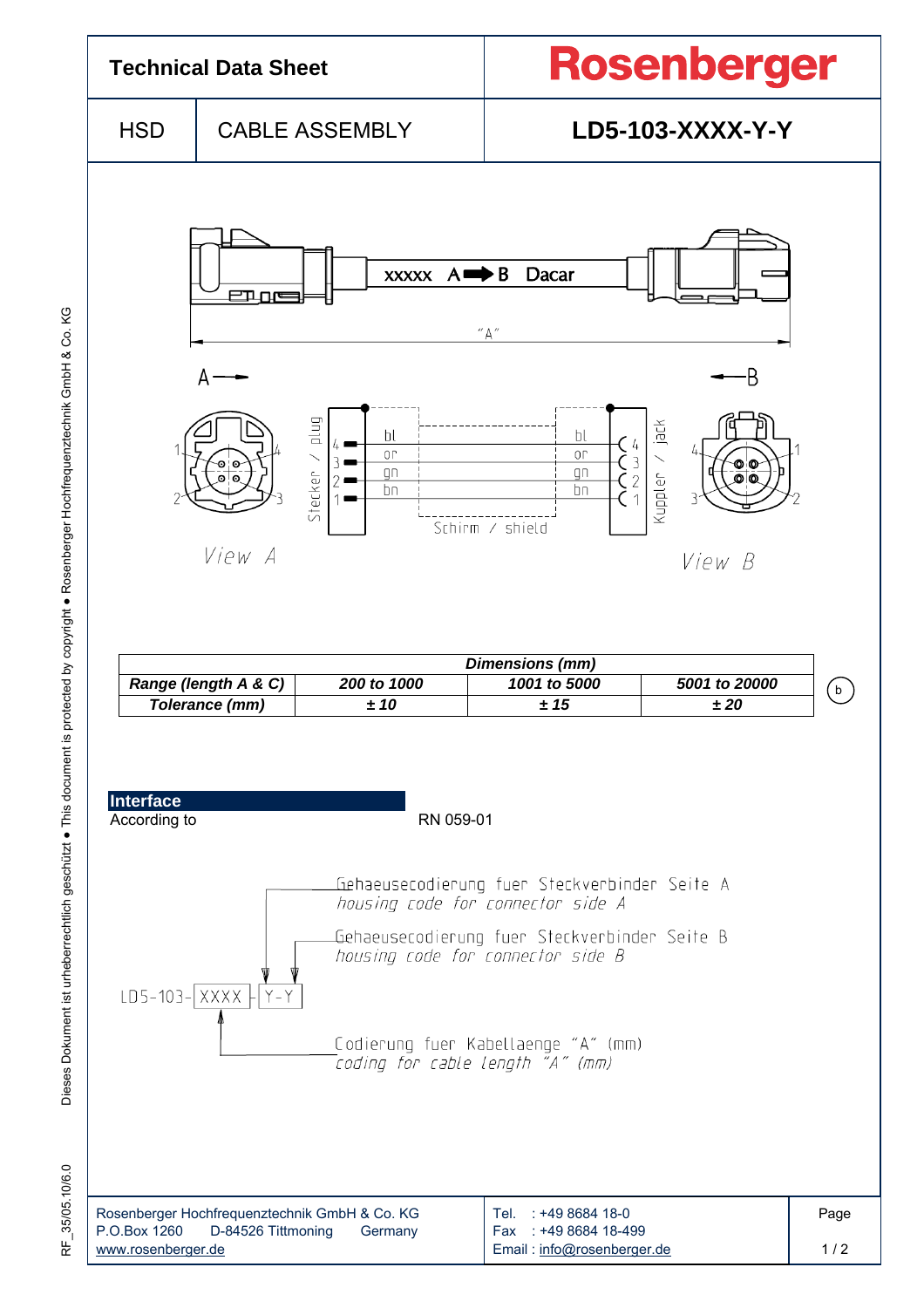# Technical Data Sheet

**Rosenberger**

| HSD | CABLE ASSEMBLY | **LD5-103-XXXX-Y-Y** |
|---|---|---|

xxxxx A ➡ B Dacar

"A"

A → ← B

| Stecker / plug | | | Kuppler / jack |
|---|---|---|---|
| 4 | bl | bl | 4 |
| 3 | or | or | 3 |
| 2 | gn | gn | 2 |
| 1 | bn | bn | 1 |

Schirm / shield

View A    View B

| Dimensions (mm) | | | |
|---|---|---|---|
| ***Range (length A & C)*** | ***200 to 1000*** | ***1001 to 5000*** | ***5001 to 20000*** |
| ***Tolerance (mm)*** | ***± 10*** | ***± 15*** | ***± 20*** |

(b)

## Interface

According to RN 059-01

LD5-103-XXXX-Y-Y

- Gehaeusecodierung fuer Steckverbinder Seite A / *housing code for connector side A*
- Gehaeusecodierung fuer Steckverbinder Seite B / *housing code for connector side B*
- Codierung fuer Kabellaenge "A" (mm) / *coding for cable length "A" (mm)*

Rosenberger Hochfrequenztechnik GmbH & Co. KG
P.O.Box 1260 D-84526 Tittmoning Germany
www.rosenberger.de

Tel. : +49 8684 18-0
Fax : +49 8684 18-499
Email : info@rosenberger.de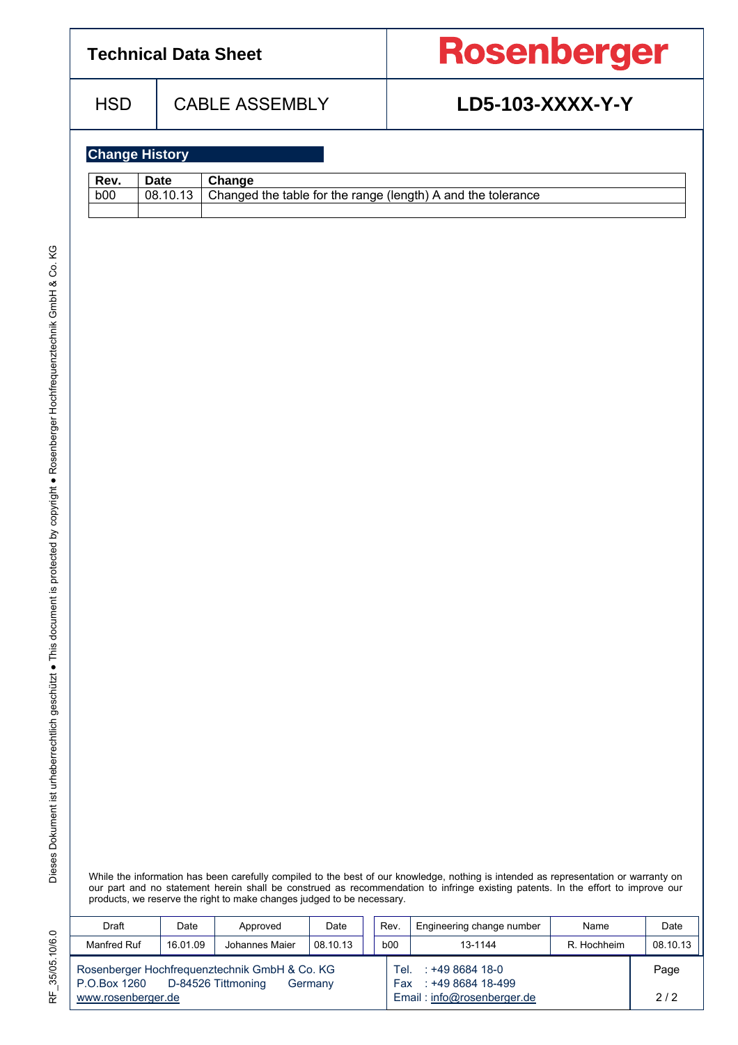**Technical Data Sheet** | **Rosenberger**

HSD | CABLE ASSEMBLY | **LD5-103-XXXX-Y-Y**

## Change History

| Rev. | Date | Change |
|---|---|---|
| b00 | 08.10.13 | Changed the table for the range (length) A and the tolerance |
| | | |

While the information has been carefully compiled to the best of our knowledge, nothing is intended as representation or warranty on our part and no statement herein shall be construed as recommendation to infringe existing patents. In the effort to improve our products, we reserve the right to make changes judged to be necessary.

| Draft | Date | Approved | Date | Rev. | Engineering change number | Name | Date |
|---|---|---|---|---|---|---|---|
| Manfred Ruf | 16.01.09 | Johannes Maier | 08.10.13 | b00 | 13-1144 | R. Hochheim | 08.10.13 |

Rosenberger Hochfrequenztechnik GmbH & Co. KG
P.O.Box 1260 D-84526 Tittmoning Germany
www.rosenberger.de

Tel. : +49 8684 18-0
Fax : +49 8684 18-499
Email : info@rosenberger.de

RF_35/05.10/6.0

Dieses Dokument ist urheberrechtlich geschützt ● This document is protected by copyright ● Rosenberger Hochfrequenztechnik GmbH & Co. KG